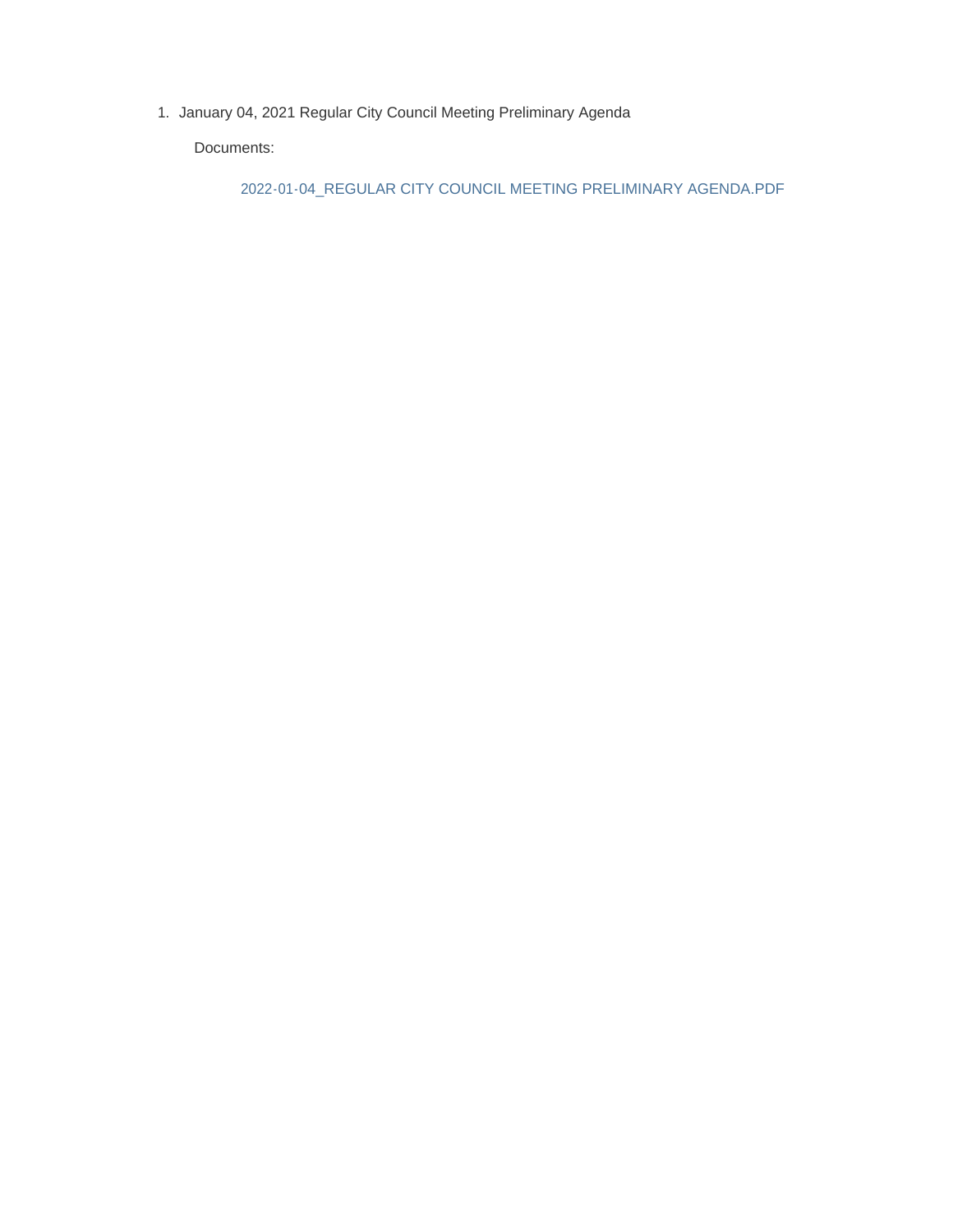1. January 04, 2021 Regular City Council Meeting Preliminary Agenda

   Documents:

   2022-01-04_REGULAR CITY COUNCIL MEETING PRELIMINARY AGENDA.PDF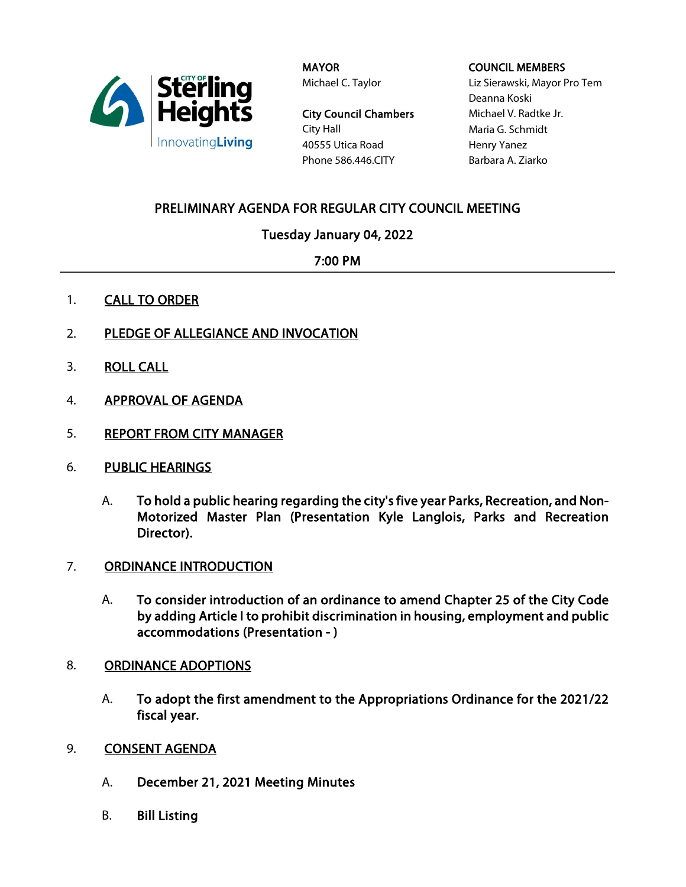MAYOR
Michael C. Taylor

City Council Chambers
City Hall
40555 Utica Road
Phone 586.446.CITY

COUNCIL MEMBERS
Liz Sierawski, Mayor Pro Tem
Deanna Koski
Michael V. Radtke Jr.
Maria G. Schmidt
Henry Yanez
Barbara A. Ziarko

## PRELIMINARY AGENDA FOR REGULAR CITY COUNCIL MEETING

### Tuesday January 04, 2022

### 7:00 PM

1. CALL TO ORDER

2. PLEDGE OF ALLEGIANCE AND INVOCATION

3. ROLL CALL

4. APPROVAL OF AGENDA

5. REPORT FROM CITY MANAGER

6. PUBLIC HEARINGS

   A. **To hold a public hearing regarding the city's five year Parks, Recreation, and Non-Motorized Master Plan (Presentation Kyle Langlois, Parks and Recreation Director).**

7. ORDINANCE INTRODUCTION

   A. **To consider introduction of an ordinance to amend Chapter 25 of the City Code by adding Article I to prohibit discrimination in housing, employment and public accommodations (Presentation - )**

8. ORDINANCE ADOPTIONS

   A. **To adopt the first amendment to the Appropriations Ordinance for the 2021/22 fiscal year.**

9. CONSENT AGENDA

   A. **December 21, 2021 Meeting Minutes**

   B. **Bill Listing**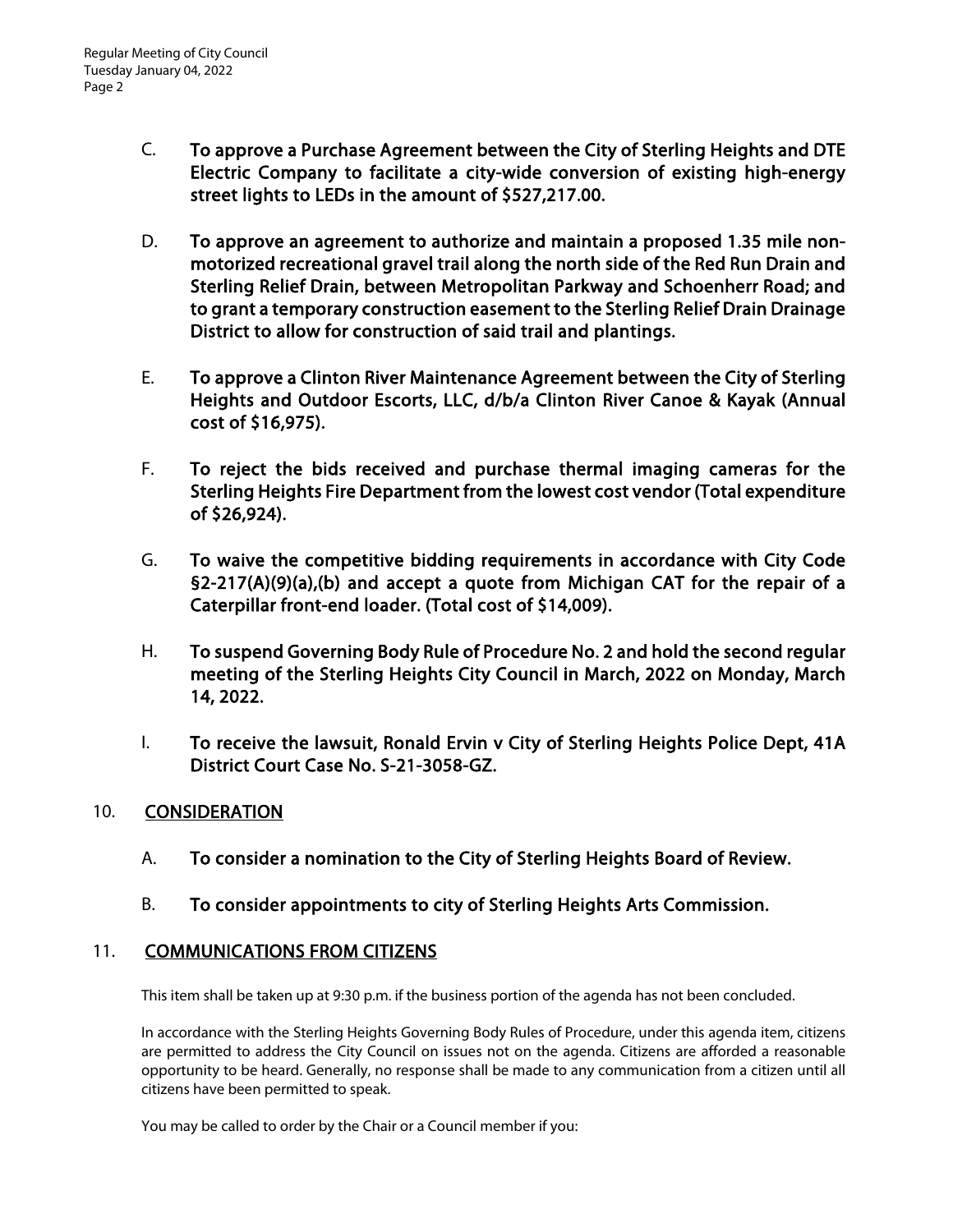C. **To approve a Purchase Agreement between the City of Sterling Heights and DTE Electric Company to facilitate a city-wide conversion of existing high-energy street lights to LEDs in the amount of $527,217.00.**

D. **To approve an agreement to authorize and maintain a proposed 1.35 mile non-motorized recreational gravel trail along the north side of the Red Run Drain and Sterling Relief Drain, between Metropolitan Parkway and Schoenherr Road; and to grant a temporary construction easement to the Sterling Relief Drain Drainage District to allow for construction of said trail and plantings.**

E. **To approve a Clinton River Maintenance Agreement between the City of Sterling Heights and Outdoor Escorts, LLC, d/b/a Clinton River Canoe & Kayak (Annual cost of $16,975).**

F. **To reject the bids received and purchase thermal imaging cameras for the Sterling Heights Fire Department from the lowest cost vendor (Total expenditure of $26,924).**

G. **To waive the competitive bidding requirements in accordance with City Code §2-217(A)(9)(a),(b) and accept a quote from Michigan CAT for the repair of a Caterpillar front-end loader. (Total cost of $14,009).**

H. **To suspend Governing Body Rule of Procedure No. 2 and hold the second regular meeting of the Sterling Heights City Council in March, 2022 on Monday, March 14, 2022.**

I. **To receive the lawsuit, Ronald Ervin v City of Sterling Heights Police Dept, 41A District Court Case No. S-21-3058-GZ.**

## 10. CONSIDERATION

A. **To consider a nomination to the City of Sterling Heights Board of Review.**

B. **To consider appointments to city of Sterling Heights Arts Commission.**

## 11. COMMUNICATIONS FROM CITIZENS

This item shall be taken up at 9:30 p.m. if the business portion of the agenda has not been concluded.

In accordance with the Sterling Heights Governing Body Rules of Procedure, under this agenda item, citizens are permitted to address the City Council on issues not on the agenda. Citizens are afforded a reasonable opportunity to be heard. Generally, no response shall be made to any communication from a citizen until all citizens have been permitted to speak.

You may be called to order by the Chair or a Council member if you: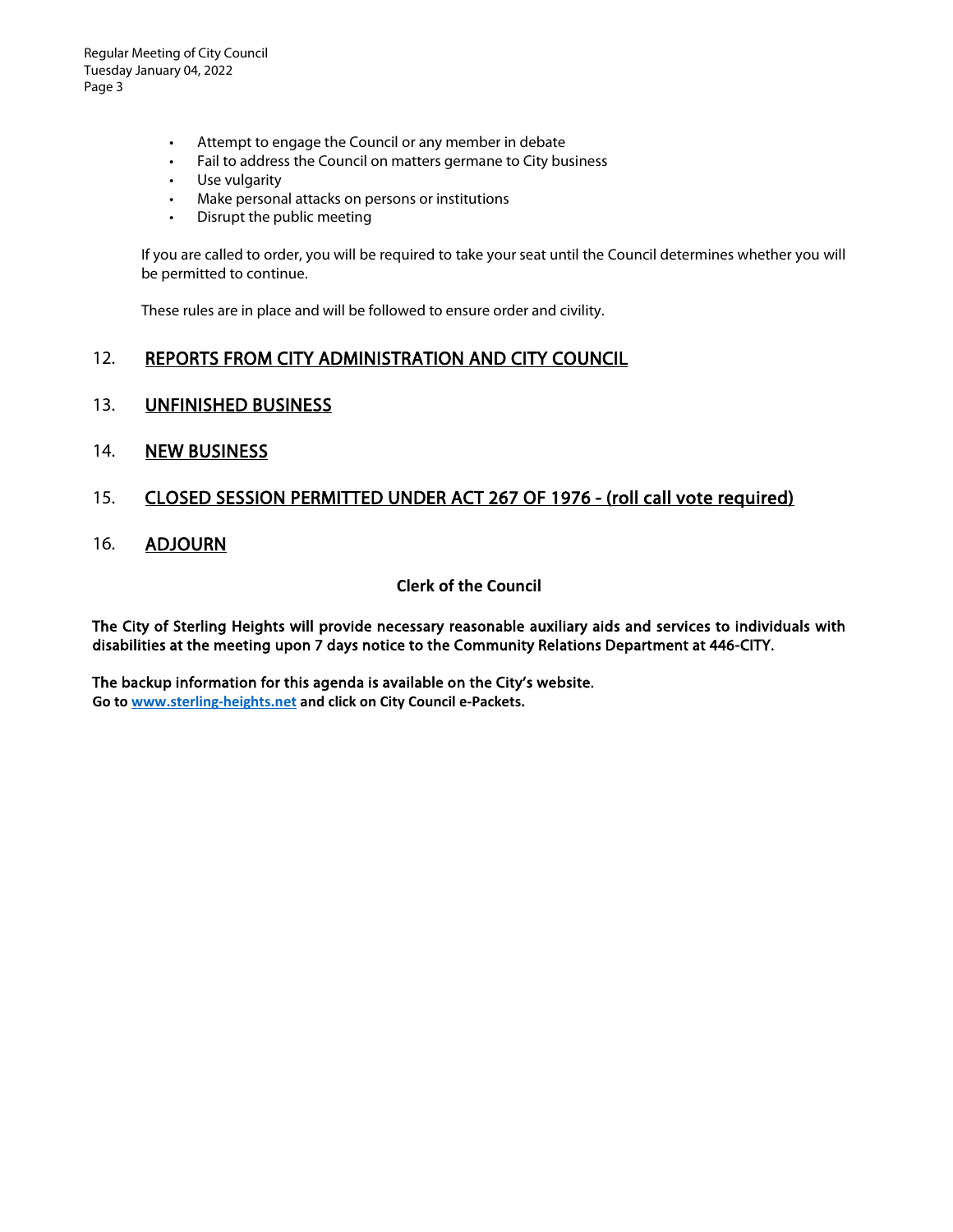- Attempt to engage the Council or any member in debate
- Fail to address the Council on matters germane to City business
- Use vulgarity
- Make personal attacks on persons or institutions
- Disrupt the public meeting

If you are called to order, you will be required to take your seat until the Council determines whether you will be permitted to continue.

These rules are in place and will be followed to ensure order and civility.

## 12. REPORTS FROM CITY ADMINISTRATION AND CITY COUNCIL

## 13. UNFINISHED BUSINESS

## 14. NEW BUSINESS

## 15. CLOSED SESSION PERMITTED UNDER ACT 267 OF 1976 - (roll call vote required)

## 16. ADJOURN

**Clerk of the Council**

**The City of Sterling Heights will provide necessary reasonable auxiliary aids and services to individuals with disabilities at the meeting upon 7 days notice to the Community Relations Department at 446-CITY.**

**The backup information for this agenda is available on the City's website.**
**Go to www.sterling-heights.net and click on City Council e-Packets.**